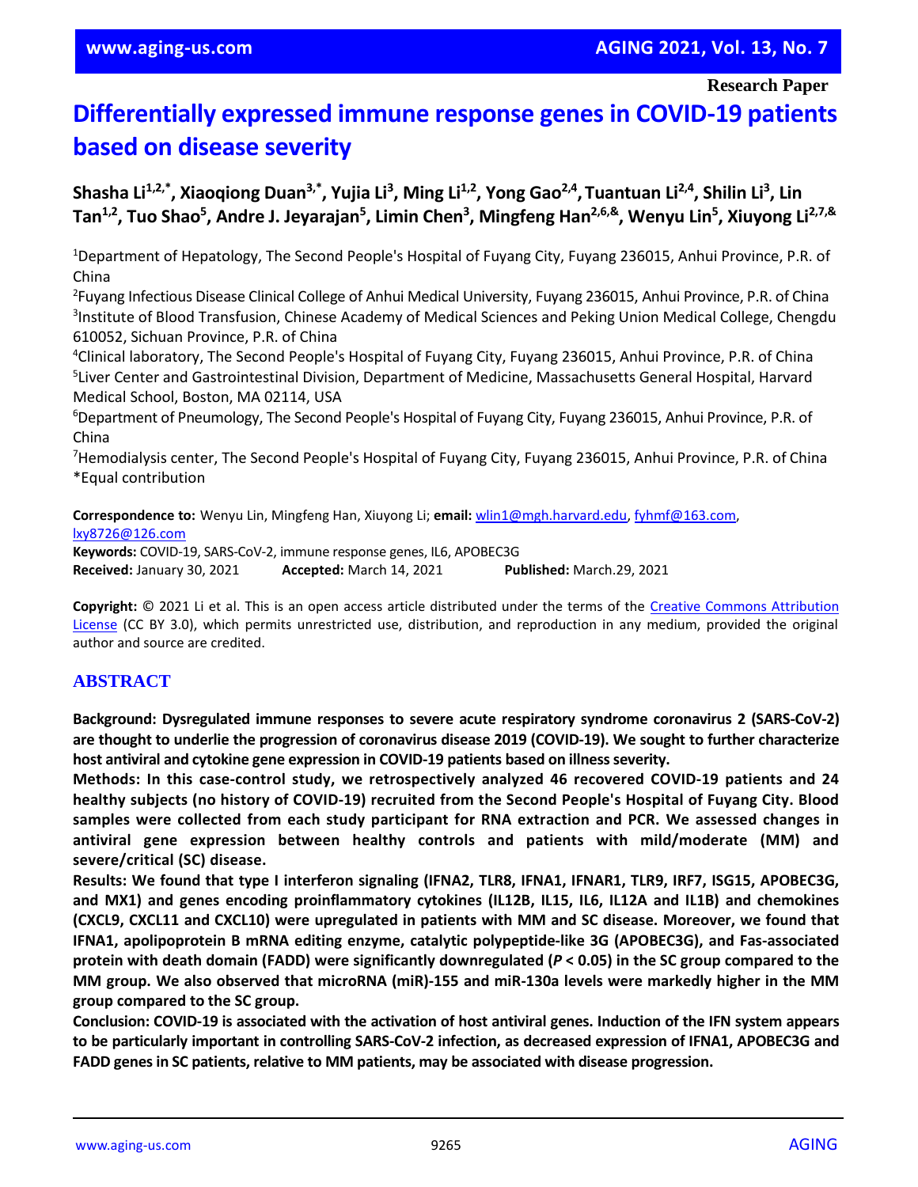Research Paper

# Differentially expressed immune response genes in COVID-19 patients based on disease severity

**Shasha Li[1,2,*], Xiaoqiong Duan[3,*], Yujia Li[3], Ming Li[1,2], Yong Gao[2,4], Tuantuan Li[2,4], Shilin Li[3], Lin Tan[1,2], Tuo Shao[5], Andre J. Jeyarajan[5], Limin Chen[3], Mingfeng Han[2,6,&], Wenyu Lin[5], Xiuyong Li[2,7,&]**

[1]Department of Hepatology, The Second People's Hospital of Fuyang City, Fuyang 236015, Anhui Province, P.R. of China
[2]Fuyang Infectious Disease Clinical College of Anhui Medical University, Fuyang 236015, Anhui Province, P.R. of China
[3]Institute of Blood Transfusion, Chinese Academy of Medical Sciences and Peking Union Medical College, Chengdu 610052, Sichuan Province, P.R. of China
[4]Clinical laboratory, The Second People's Hospital of Fuyang City, Fuyang 236015, Anhui Province, P.R. of China
[5]Liver Center and Gastrointestinal Division, Department of Medicine, Massachusetts General Hospital, Harvard Medical School, Boston, MA 02114, USA
[6]Department of Pneumology, The Second People's Hospital of Fuyang City, Fuyang 236015, Anhui Province, P.R. of China
[7]Hemodialysis center, The Second People's Hospital of Fuyang City, Fuyang 236015, Anhui Province, P.R. of China
*Equal contribution

**Correspondence to:** Wenyu Lin, Mingfeng Han, Xiuyong Li; **email:** wlin1@mgh.harvard.edu, fyhmf@163.com, lxy8726@126.com
**Keywords:** COVID-19, SARS-CoV-2, immune response genes, IL6, APOBEC3G
**Received:** January 30, 2021 **Accepted:** March 14, 2021 **Published:** March.29, 2021

**Copyright:** © 2021 Li et al. This is an open access article distributed under the terms of the Creative Commons Attribution License (CC BY 3.0), which permits unrestricted use, distribution, and reproduction in any medium, provided the original author and source are credited.

## ABSTRACT

**Background: Dysregulated immune responses to severe acute respiratory syndrome coronavirus 2 (SARS-CoV-2) are thought to underlie the progression of coronavirus disease 2019 (COVID-19). We sought to further characterize host antiviral and cytokine gene expression in COVID-19 patients based on illness severity.**

**Methods: In this case-control study, we retrospectively analyzed 46 recovered COVID-19 patients and 24 healthy subjects (no history of COVID-19) recruited from the Second People's Hospital of Fuyang City. Blood samples were collected from each study participant for RNA extraction and PCR. We assessed changes in antiviral gene expression between healthy controls and patients with mild/moderate (MM) and severe/critical (SC) disease.**

**Results: We found that type I interferon signaling (IFNA2, TLR8, IFNA1, IFNAR1, TLR9, IRF7, ISG15, APOBEC3G, and MX1) and genes encoding proinflammatory cytokines (IL12B, IL15, IL6, IL12A and IL1B) and chemokines (CXCL9, CXCL11 and CXCL10) were upregulated in patients with MM and SC disease. Moreover, we found that IFNA1, apolipoprotein B mRNA editing enzyme, catalytic polypeptide-like 3G (APOBEC3G), and Fas-associated protein with death domain (FADD) were significantly downregulated (*P* < 0.05) in the SC group compared to the MM group. We also observed that microRNA (miR)-155 and miR-130a levels were markedly higher in the MM group compared to the SC group.**

**Conclusion: COVID-19 is associated with the activation of host antiviral genes. Induction of the IFN system appears to be particularly important in controlling SARS-CoV-2 infection, as decreased expression of IFNA1, APOBEC3G and FADD genes in SC patients, relative to MM patients, may be associated with disease progression.**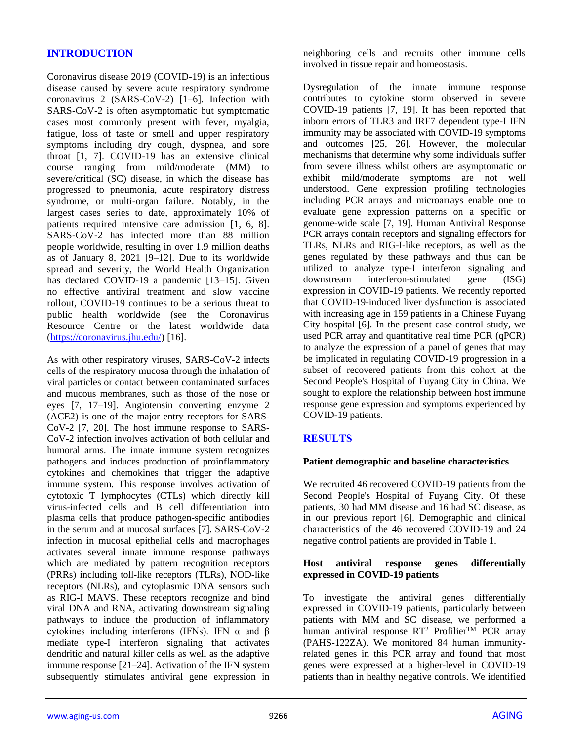## INTRODUCTION

Coronavirus disease 2019 (COVID-19) is an infectious disease caused by severe acute respiratory syndrome coronavirus 2 (SARS-CoV-2) [1–6]. Infection with SARS-CoV-2 is often asymptomatic but symptomatic cases most commonly present with fever, myalgia, fatigue, loss of taste or smell and upper respiratory symptoms including dry cough, dyspnea, and sore throat [1, 7]. COVID-19 has an extensive clinical course ranging from mild/moderate (MM) to severe/critical (SC) disease, in which the disease has progressed to pneumonia, acute respiratory distress syndrome, or multi-organ failure. Notably, in the largest cases series to date, approximately 10% of patients required intensive care admission [1, 6, 8]. SARS-CoV-2 has infected more than 88 million people worldwide, resulting in over 1.9 million deaths as of January 8, 2021 [9–12]. Due to its worldwide spread and severity, the World Health Organization has declared COVID-19 a pandemic [13–15]. Given no effective antiviral treatment and slow vaccine rollout, COVID-19 continues to be a serious threat to public health worldwide (see the Coronavirus Resource Centre or the latest worldwide data (https://coronavirus.jhu.edu/) [16].

As with other respiratory viruses, SARS-CoV-2 infects cells of the respiratory mucosa through the inhalation of viral particles or contact between contaminated surfaces and mucous membranes, such as those of the nose or eyes [7, 17–19]. Angiotensin converting enzyme 2 (ACE2) is one of the major entry receptors for SARS-CoV-2 [7, 20]. The host immune response to SARS-CoV-2 infection involves activation of both cellular and humoral arms. The innate immune system recognizes pathogens and induces production of proinflammatory cytokines and chemokines that trigger the adaptive immune system. This response involves activation of cytotoxic T lymphocytes (CTLs) which directly kill virus-infected cells and B cell differentiation into plasma cells that produce pathogen-specific antibodies in the serum and at mucosal surfaces [7]. SARS-CoV-2 infection in mucosal epithelial cells and macrophages activates several innate immune response pathways which are mediated by pattern recognition receptors (PRRs) including toll-like receptors (TLRs), NOD-like receptors (NLRs), and cytoplasmic DNA sensors such as RIG-I MAVS. These receptors recognize and bind viral DNA and RNA, activating downstream signaling pathways to induce the production of inflammatory cytokines including interferons (IFNs). IFN α and β mediate type-I interferon signaling that activates dendritic and natural killer cells as well as the adaptive immune response [21–24]. Activation of the IFN system subsequently stimulates antiviral gene expression in neighboring cells and recruits other immune cells involved in tissue repair and homeostasis.

Dysregulation of the innate immune response contributes to cytokine storm observed in severe COVID-19 patients [7, 19]. It has been reported that inborn errors of TLR3 and IRF7 dependent type-I IFN immunity may be associated with COVID-19 symptoms and outcomes [25, 26]. However, the molecular mechanisms that determine why some individuals suffer from severe illness whilst others are asymptomatic or exhibit mild/moderate symptoms are not well understood. Gene expression profiling technologies including PCR arrays and microarrays enable one to evaluate gene expression patterns on a specific or genome-wide scale [7, 19]. Human Antiviral Response PCR arrays contain receptors and signaling effectors for TLRs, NLRs and RIG-I-like receptors, as well as the genes regulated by these pathways and thus can be utilized to analyze type-I interferon signaling and downstream interferon-stimulated gene (ISG) expression in COVID-19 patients. We recently reported that COVID-19-induced liver dysfunction is associated with increasing age in 159 patients in a Chinese Fuyang City hospital [6]. In the present case-control study, we used PCR array and quantitative real time PCR (qPCR) to analyze the expression of a panel of genes that may be implicated in regulating COVID-19 progression in a subset of recovered patients from this cohort at the Second People's Hospital of Fuyang City in China. We sought to explore the relationship between host immune response gene expression and symptoms experienced by COVID-19 patients.

## RESULTS

### Patient demographic and baseline characteristics

We recruited 46 recovered COVID-19 patients from the Second People's Hospital of Fuyang City. Of these patients, 30 had MM disease and 16 had SC disease, as in our previous report [6]. Demographic and clinical characteristics of the 46 recovered COVID-19 and 24 negative control patients are provided in Table 1.

### Host antiviral response genes differentially expressed in COVID-19 patients

To investigate the antiviral genes differentially expressed in COVID-19 patients, particularly between patients with MM and SC disease, we performed a human antiviral response RT[2] Profilier[TM] PCR array (PAHS-122ZA). We monitored 84 human immunity-related genes in this PCR array and found that most genes were expressed at a higher-level in COVID-19 patients than in healthy negative controls. We identified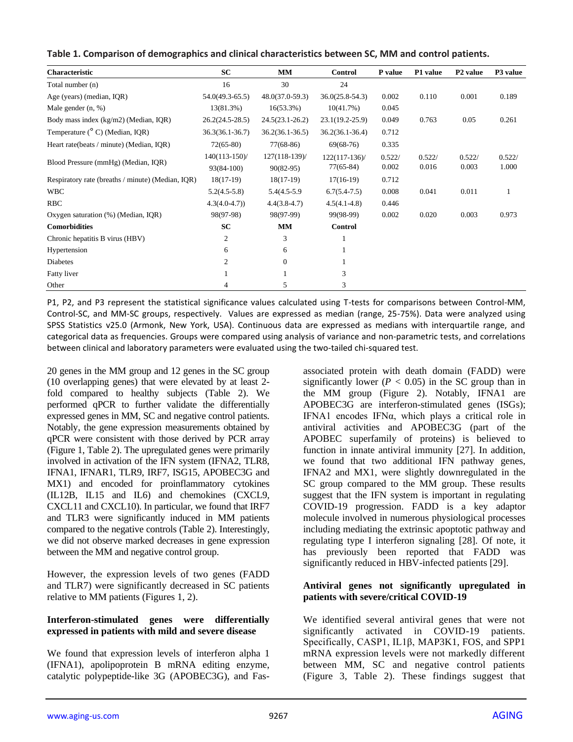**Table 1. Comparison of demographics and clinical characteristics between SC, MM and control patients.**

| Characteristic | SC | MM | Control | P value | P1 value | P2 value | P3 value |
|---|---|---|---|---|---|---|---|
| Total number (n) | 16 | 30 | 24 | | | | |
| Age (years) (median, IQR) | 54.0(49.3-65.5) | 48.0(37.0-59.3) | 36.0(25.8-54.3) | 0.002 | 0.110 | 0.001 | 0.189 |
| Male gender (n, %) | 13(81.3%) | 16(53.3%) | 10(41.7%) | 0.045 | | | |
| Body mass index (kg/m2) (Median, IQR) | 26.2(24.5-28.5) | 24.5(23.1-26.2) | 23.1(19.2-25.9) | 0.049 | 0.763 | 0.05 | 0.261 |
| Temperature (° C) (Median, IQR) | 36.3(36.1-36.7) | 36.2(36.1-36.5) | 36.2(36.1-36.4) | 0.712 | | | |
| Heart rate(beats / minute) (Median, IQR) | 72(65-80) | 77(68-86) | 69(68-76) | 0.335 | | | |
| Blood Pressure (mmHg) (Median, IQR) | 140(113-150)/ 93(84-100) | 127(118-139)/ 90(82-95) | 122(117-136)/ 77(65-84) | 0.522/ 0.002 | 0.522/ 0.016 | 0.522/ 0.003 | 0.522/ 1.000 |
| Respiratory rate (breaths / minute) (Median, IQR) | 18(17-19) | 18(17-19) | 17(16-19) | 0.712 | | | |
| WBC | 5.2(4.5-5.8) | 5.4(4.5-5.9 | 6.7(5.4-7.5) | 0.008 | 0.041 | 0.011 | 1 |
| RBC | 4.3(4.0-4.7)) | 4.4(3.8-4.7) | 4.5(4.1-4.8) | 0.446 | | | |
| Oxygen saturation (%) (Median, IQR) | 98(97-98) | 98(97-99) | 99(98-99) | 0.002 | 0.020 | 0.003 | 0.973 |
| **Comorbidities** | **SC** | **MM** | **Control** | | | | |
| Chronic hepatitis B virus (HBV) | 2 | 3 | 1 | | | | |
| Hypertension | 6 | 6 | 1 | | | | |
| Diabetes | 2 | 0 | 1 | | | | |
| Fatty liver | 1 | 1 | 3 | | | | |
| Other | 4 | 5 | 3 | | | | |

P1, P2, and P3 represent the statistical significance values calculated using T-tests for comparisons between Control-MM, Control-SC, and MM-SC groups, respectively. Values are expressed as median (range, 25-75%). Data were analyzed using SPSS Statistics v25.0 (Armonk, New York, USA). Continuous data are expressed as medians with interquartile range, and categorical data as frequencies. Groups were compared using analysis of variance and non-parametric tests, and correlations between clinical and laboratory parameters were evaluated using the two-tailed chi-squared test.

20 genes in the MM group and 12 genes in the SC group (10 overlapping genes) that were elevated by at least 2-fold compared to healthy subjects (Table 2). We performed qPCR to further validate the differentially expressed genes in MM, SC and negative control patients. Notably, the gene expression measurements obtained by qPCR were consistent with those derived by PCR array (Figure 1, Table 2). The upregulated genes were primarily involved in activation of the IFN system (IFNA2, TLR8, IFNA1, IFNAR1, TLR9, IRF7, ISG15, APOBEC3G and MX1) and encoded for proinflammatory cytokines (IL12B, IL15 and IL6) and chemokines (CXCL9, CXCL11 and CXCL10). In particular, we found that IRF7 and TLR3 were significantly induced in MM patients compared to the negative controls (Table 2). Interestingly, we did not observe marked decreases in gene expression between the MM and negative control group.

However, the expression levels of two genes (FADD and TLR7) were significantly decreased in SC patients relative to MM patients (Figures 1, 2).

**Interferon-stimulated genes were differentially expressed in patients with mild and severe disease**

We found that expression levels of interferon alpha 1 (IFNA1), apolipoprotein B mRNA editing enzyme, catalytic polypeptide-like 3G (APOBEC3G), and Fas-associated protein with death domain (FADD) were significantly lower ($P < 0.05$) in the SC group than in the MM group (Figure 2). Notably, IFNA1 are APOBEC3G are interferon-stimulated genes (ISGs); IFNA1 encodes IFNα, which plays a critical role in antiviral activities and APOBEC3G (part of the APOBEC superfamily of proteins) is believed to function in innate antiviral immunity [27]. In addition, we found that two additional IFN pathway genes, IFNA2 and MX1, were slightly downregulated in the SC group compared to the MM group. These results suggest that the IFN system is important in regulating COVID-19 progression. FADD is a key adaptor molecule involved in numerous physiological processes including mediating the extrinsic apoptotic pathway and regulating type I interferon signaling [28]. Of note, it has previously been reported that FADD was significantly reduced in HBV-infected patients [29].

**Antiviral genes not significantly upregulated in patients with severe/critical COVID-19**

We identified several antiviral genes that were not significantly activated in COVID-19 patients. Specifically, CASP1, IL1β, MAP3K1, FOS, and SPP1 mRNA expression levels were not markedly different between MM, SC and negative control patients (Figure 3, Table 2). These findings suggest that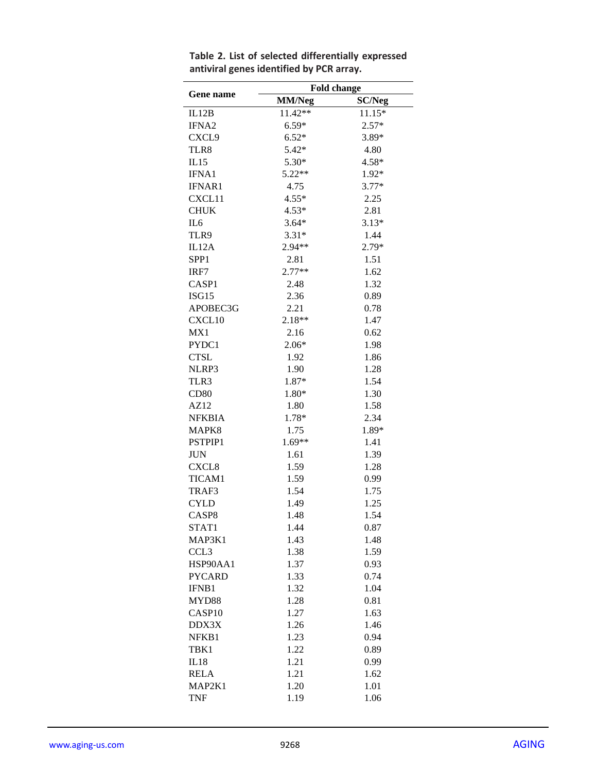**Table 2. List of selected differentially expressed antiviral genes identified by PCR array.**

| Gene name | Fold change | |
|---|---|---|
| | MM/Neg | SC/Neg |
| IL12B | 11.42** | 11.15* |
| IFNA2 | 6.59* | 2.57* |
| CXCL9 | 6.52* | 3.89* |
| TLR8 | 5.42* | 4.80 |
| IL15 | 5.30* | 4.58* |
| IFNA1 | 5.22** | 1.92* |
| IFNAR1 | 4.75 | 3.77* |
| CXCL11 | 4.55* | 2.25 |
| CHUK | 4.53* | 2.81 |
| IL6 | 3.64* | 3.13* |
| TLR9 | 3.31* | 1.44 |
| IL12A | 2.94** | 2.79* |
| SPP1 | 2.81 | 1.51 |
| IRF7 | 2.77** | 1.62 |
| CASP1 | 2.48 | 1.32 |
| ISG15 | 2.36 | 0.89 |
| APOBEC3G | 2.21 | 0.78 |
| CXCL10 | 2.18** | 1.47 |
| MX1 | 2.16 | 0.62 |
| PYDC1 | 2.06* | 1.98 |
| CTSL | 1.92 | 1.86 |
| NLRP3 | 1.90 | 1.28 |
| TLR3 | 1.87* | 1.54 |
| CD80 | 1.80* | 1.30 |
| AZ12 | 1.80 | 1.58 |
| NFKBIA | 1.78* | 2.34 |
| MAPK8 | 1.75 | 1.89* |
| PSTPIP1 | 1.69** | 1.41 |
| JUN | 1.61 | 1.39 |
| CXCL8 | 1.59 | 1.28 |
| TICAM1 | 1.59 | 0.99 |
| TRAF3 | 1.54 | 1.75 |
| CYLD | 1.49 | 1.25 |
| CASP8 | 1.48 | 1.54 |
| STAT1 | 1.44 | 0.87 |
| MAP3K1 | 1.43 | 1.48 |
| CCL3 | 1.38 | 1.59 |
| HSP90AA1 | 1.37 | 0.93 |
| PYCARD | 1.33 | 0.74 |
| IFNB1 | 1.32 | 1.04 |
| MYD88 | 1.28 | 0.81 |
| CASP10 | 1.27 | 1.63 |
| DDX3X | 1.26 | 1.46 |
| NFKB1 | 1.23 | 0.94 |
| TBK1 | 1.22 | 0.89 |
| IL18 | 1.21 | 0.99 |
| RELA | 1.21 | 1.62 |
| MAP2K1 | 1.20 | 1.01 |
| TNF | 1.19 | 1.06 |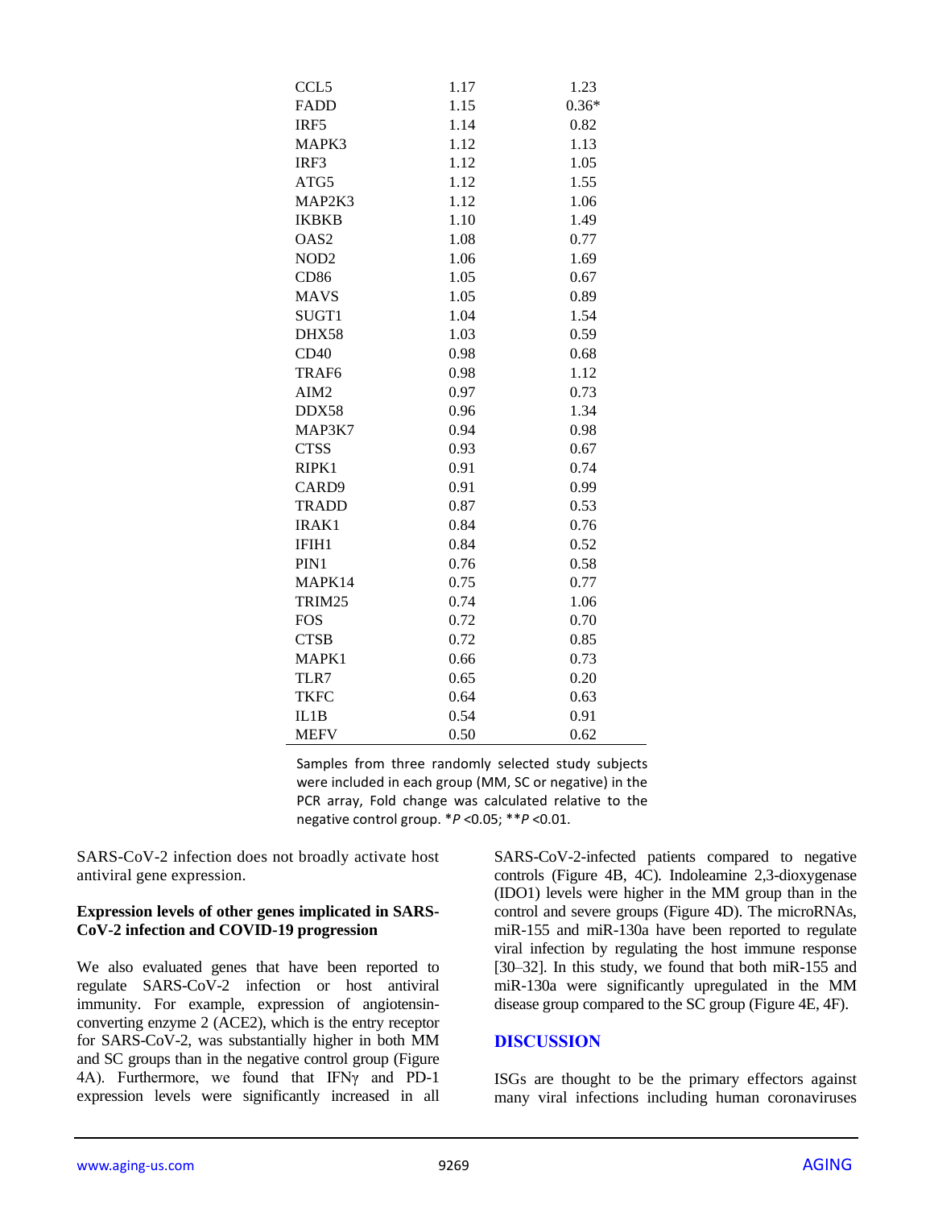| | | |
|---|---|---|
| CCL5 | 1.17 | 1.23 |
| FADD | 1.15 | 0.36* |
| IRF5 | 1.14 | 0.82 |
| MAPK3 | 1.12 | 1.13 |
| IRF3 | 1.12 | 1.05 |
| ATG5 | 1.12 | 1.55 |
| MAP2K3 | 1.12 | 1.06 |
| IKBKB | 1.10 | 1.49 |
| OAS2 | 1.08 | 0.77 |
| NOD2 | 1.06 | 1.69 |
| CD86 | 1.05 | 0.67 |
| MAVS | 1.05 | 0.89 |
| SUGT1 | 1.04 | 1.54 |
| DHX58 | 1.03 | 0.59 |
| CD40 | 0.98 | 0.68 |
| TRAF6 | 0.98 | 1.12 |
| AIM2 | 0.97 | 0.73 |
| DDX58 | 0.96 | 1.34 |
| MAP3K7 | 0.94 | 0.98 |
| CTSS | 0.93 | 0.67 |
| RIPK1 | 0.91 | 0.74 |
| CARD9 | 0.91 | 0.99 |
| TRADD | 0.87 | 0.53 |
| IRAK1 | 0.84 | 0.76 |
| IFIH1 | 0.84 | 0.52 |
| PIN1 | 0.76 | 0.58 |
| MAPK14 | 0.75 | 0.77 |
| TRIM25 | 0.74 | 1.06 |
| FOS | 0.72 | 0.70 |
| CTSB | 0.72 | 0.85 |
| MAPK1 | 0.66 | 0.73 |
| TLR7 | 0.65 | 0.20 |
| TKFC | 0.64 | 0.63 |
| IL1B | 0.54 | 0.91 |
| MEFV | 0.50 | 0.62 |

Samples from three randomly selected study subjects were included in each group (MM, SC or negative) in the PCR array, Fold change was calculated relative to the negative control group. \**P* <0.05; \*\**P* <0.01.

SARS-CoV-2 infection does not broadly activate host antiviral gene expression.

**Expression levels of other genes implicated in SARS-CoV-2 infection and COVID-19 progression**

We also evaluated genes that have been reported to regulate SARS-CoV-2 infection or host antiviral immunity. For example, expression of angiotensin-converting enzyme 2 (ACE2), which is the entry receptor for SARS-CoV-2, was substantially higher in both MM and SC groups than in the negative control group (Figure 4A). Furthermore, we found that IFNγ and PD-1 expression levels were significantly increased in all SARS-CoV-2-infected patients compared to negative controls (Figure 4B, 4C). Indoleamine 2,3-dioxygenase (IDO1) levels were higher in the MM group than in the control and severe groups (Figure 4D). The microRNAs, miR-155 and miR-130a have been reported to regulate viral infection by regulating the host immune response [30–32]. In this study, we found that both miR-155 and miR-130a were significantly upregulated in the MM disease group compared to the SC group (Figure 4E, 4F).

## DISCUSSION

ISGs are thought to be the primary effectors against many viral infections including human coronaviruses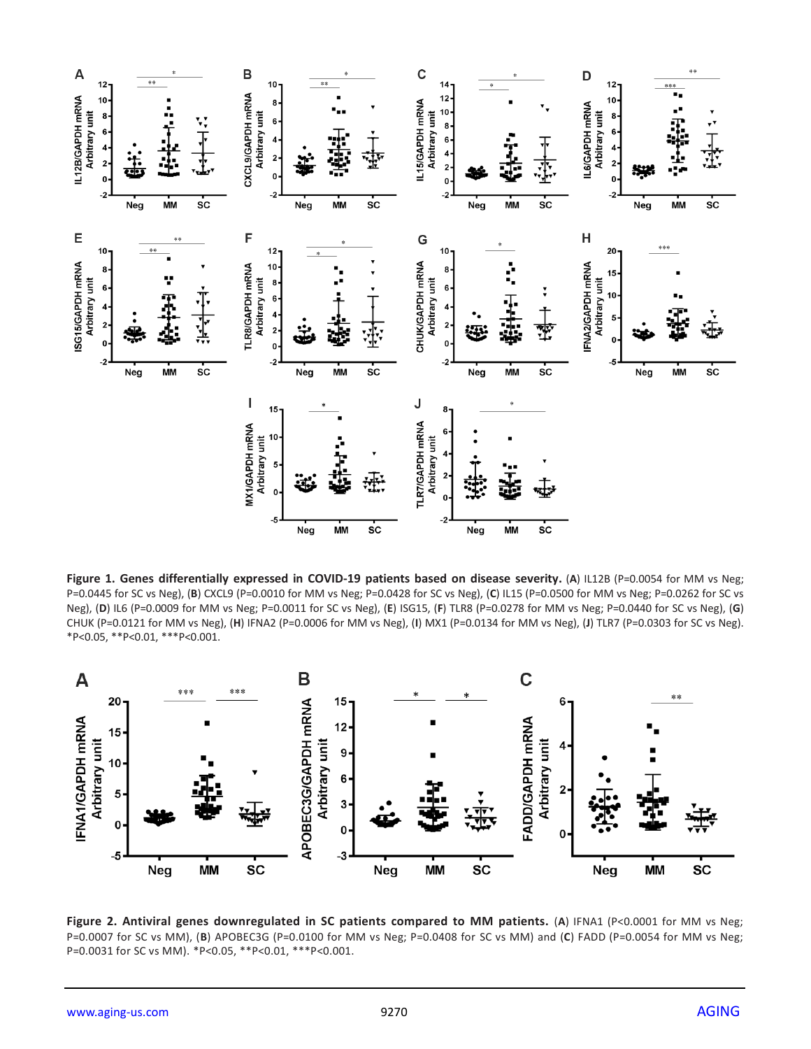**Figure 1. Genes differentially expressed in COVID-19 patients based on disease severity.** (**A**) IL12B (P=0.0054 for MM vs Neg; P=0.0445 for SC vs Neg), (**B**) CXCL9 (P=0.0010 for MM vs Neg; P=0.0428 for SC vs Neg), (**C**) IL15 (P=0.0500 for MM vs Neg; P=0.0262 for SC vs Neg), (**D**) IL6 (P=0.0009 for MM vs Neg; P=0.0011 for SC vs Neg), (**E**) ISG15, (**F**) TLR8 (P=0.0278 for MM vs Neg; P=0.0440 for SC vs Neg), (**G**) CHUK (P=0.0121 for MM vs Neg), (**H**) IFNA2 (P=0.0006 for MM vs Neg), (**I**) MX1 (P=0.0134 for MM vs Neg), (**J**) TLR7 (P=0.0303 for SC vs Neg). *P<0.05, **P<0.01, ***P<0.001.

**Figure 2. Antiviral genes downregulated in SC patients compared to MM patients.** (**A**) IFNA1 (P<0.0001 for MM vs Neg; P=0.0007 for SC vs MM), (**B**) APOBEC3G (P=0.0100 for MM vs Neg; P=0.0408 for SC vs MM) and (**C**) FADD (P=0.0054 for MM vs Neg; P=0.0031 for SC vs MM). *P<0.05, **P<0.01, ***P<0.001.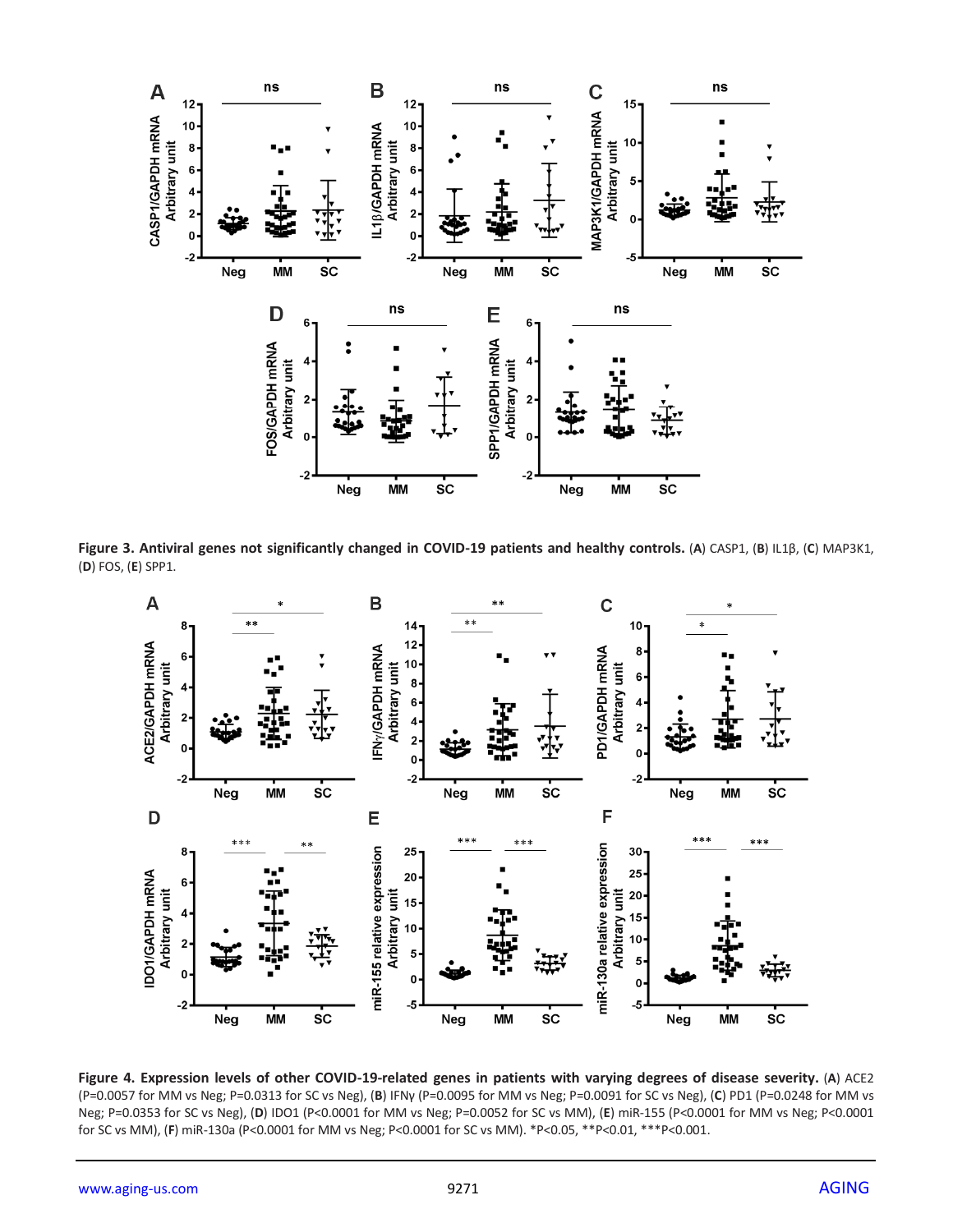**Figure 3. Antiviral genes not significantly changed in COVID-19 patients and healthy controls.** (**A**) CASP1, (**B**) IL1β, (**C**) MAP3K1, (**D**) FOS, (**E**) SPP1.

**Figure 4. Expression levels of other COVID-19-related genes in patients with varying degrees of disease severity.** (**A**) ACE2 (P=0.0057 for MM vs Neg; P=0.0313 for SC vs Neg), (**B**) IFNγ (P=0.0095 for MM vs Neg; P=0.0091 for SC vs Neg), (**C**) PD1 (P=0.0248 for MM vs Neg; P=0.0353 for SC vs Neg), (**D**) IDO1 (P<0.0001 for MM vs Neg; P=0.0052 for SC vs MM), (**E**) miR-155 (P<0.0001 for MM vs Neg; P<0.0001 for SC vs MM), (**F**) miR-130a (P<0.0001 for MM vs Neg; P<0.0001 for SC vs MM). *P<0.05, **P<0.01, ***P<0.001.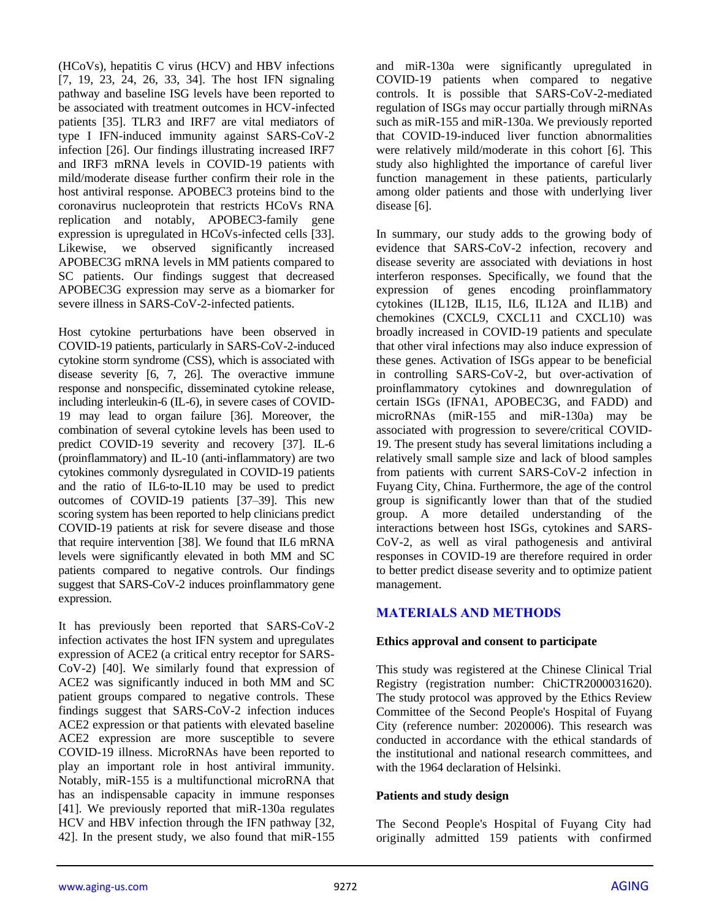(HCoVs), hepatitis C virus (HCV) and HBV infections [7, 19, 23, 24, 26, 33, 34]. The host IFN signaling pathway and baseline ISG levels have been reported to be associated with treatment outcomes in HCV-infected patients [35]. TLR3 and IRF7 are vital mediators of type I IFN-induced immunity against SARS-CoV-2 infection [26]. Our findings illustrating increased IRF7 and IRF3 mRNA levels in COVID-19 patients with mild/moderate disease further confirm their role in the host antiviral response. APOBEC3 proteins bind to the coronavirus nucleoprotein that restricts HCoVs RNA replication and notably, APOBEC3-family gene expression is upregulated in HCoVs-infected cells [33]. Likewise, we observed significantly increased APOBEC3G mRNA levels in MM patients compared to SC patients. Our findings suggest that decreased APOBEC3G expression may serve as a biomarker for severe illness in SARS-CoV-2-infected patients.

Host cytokine perturbations have been observed in COVID-19 patients, particularly in SARS-CoV-2-induced cytokine storm syndrome (CSS), which is associated with disease severity [6, 7, 26]. The overactive immune response and nonspecific, disseminated cytokine release, including interleukin-6 (IL-6), in severe cases of COVID-19 may lead to organ failure [36]. Moreover, the combination of several cytokine levels has been used to predict COVID-19 severity and recovery [37]. IL-6 (proinflammatory) and IL-10 (anti-inflammatory) are two cytokines commonly dysregulated in COVID-19 patients and the ratio of IL6-to-IL10 may be used to predict outcomes of COVID-19 patients [37–39]. This new scoring system has been reported to help clinicians predict COVID-19 patients at risk for severe disease and those that require intervention [38]. We found that IL6 mRNA levels were significantly elevated in both MM and SC patients compared to negative controls. Our findings suggest that SARS-CoV-2 induces proinflammatory gene expression.

It has previously been reported that SARS-CoV-2 infection activates the host IFN system and upregulates expression of ACE2 (a critical entry receptor for SARS-CoV-2) [40]. We similarly found that expression of ACE2 was significantly induced in both MM and SC patient groups compared to negative controls. These findings suggest that SARS-CoV-2 infection induces ACE2 expression or that patients with elevated baseline ACE2 expression are more susceptible to severe COVID-19 illness. MicroRNAs have been reported to play an important role in host antiviral immunity. Notably, miR-155 is a multifunctional microRNA that has an indispensable capacity in immune responses [41]. We previously reported that miR-130a regulates HCV and HBV infection through the IFN pathway [32, 42]. In the present study, we also found that miR-155 and miR-130a were significantly upregulated in COVID-19 patients when compared to negative controls. It is possible that SARS-CoV-2-mediated regulation of ISGs may occur partially through miRNAs such as miR-155 and miR-130a. We previously reported that COVID-19-induced liver function abnormalities were relatively mild/moderate in this cohort [6]. This study also highlighted the importance of careful liver function management in these patients, particularly among older patients and those with underlying liver disease [6].

In summary, our study adds to the growing body of evidence that SARS-CoV-2 infection, recovery and disease severity are associated with deviations in host interferon responses. Specifically, we found that the expression of genes encoding proinflammatory cytokines (IL12B, IL15, IL6, IL12A and IL1B) and chemokines (CXCL9, CXCL11 and CXCL10) was broadly increased in COVID-19 patients and speculate that other viral infections may also induce expression of these genes. Activation of ISGs appear to be beneficial in controlling SARS-CoV-2, but over-activation of proinflammatory cytokines and downregulation of certain ISGs (IFNA1, APOBEC3G, and FADD) and microRNAs (miR-155 and miR-130a) may be associated with progression to severe/critical COVID-19. The present study has several limitations including a relatively small sample size and lack of blood samples from patients with current SARS-CoV-2 infection in Fuyang City, China. Furthermore, the age of the control group is significantly lower than that of the studied group. A more detailed understanding of the interactions between host ISGs, cytokines and SARS-CoV-2, as well as viral pathogenesis and antiviral responses in COVID-19 are therefore required in order to better predict disease severity and to optimize patient management.

## MATERIALS AND METHODS

### Ethics approval and consent to participate

This study was registered at the Chinese Clinical Trial Registry (registration number: ChiCTR2000031620). The study protocol was approved by the Ethics Review Committee of the Second People's Hospital of Fuyang City (reference number: 2020006). This research was conducted in accordance with the ethical standards of the institutional and national research committees, and with the 1964 declaration of Helsinki.

### Patients and study design

The Second People's Hospital of Fuyang City had originally admitted 159 patients with confirmed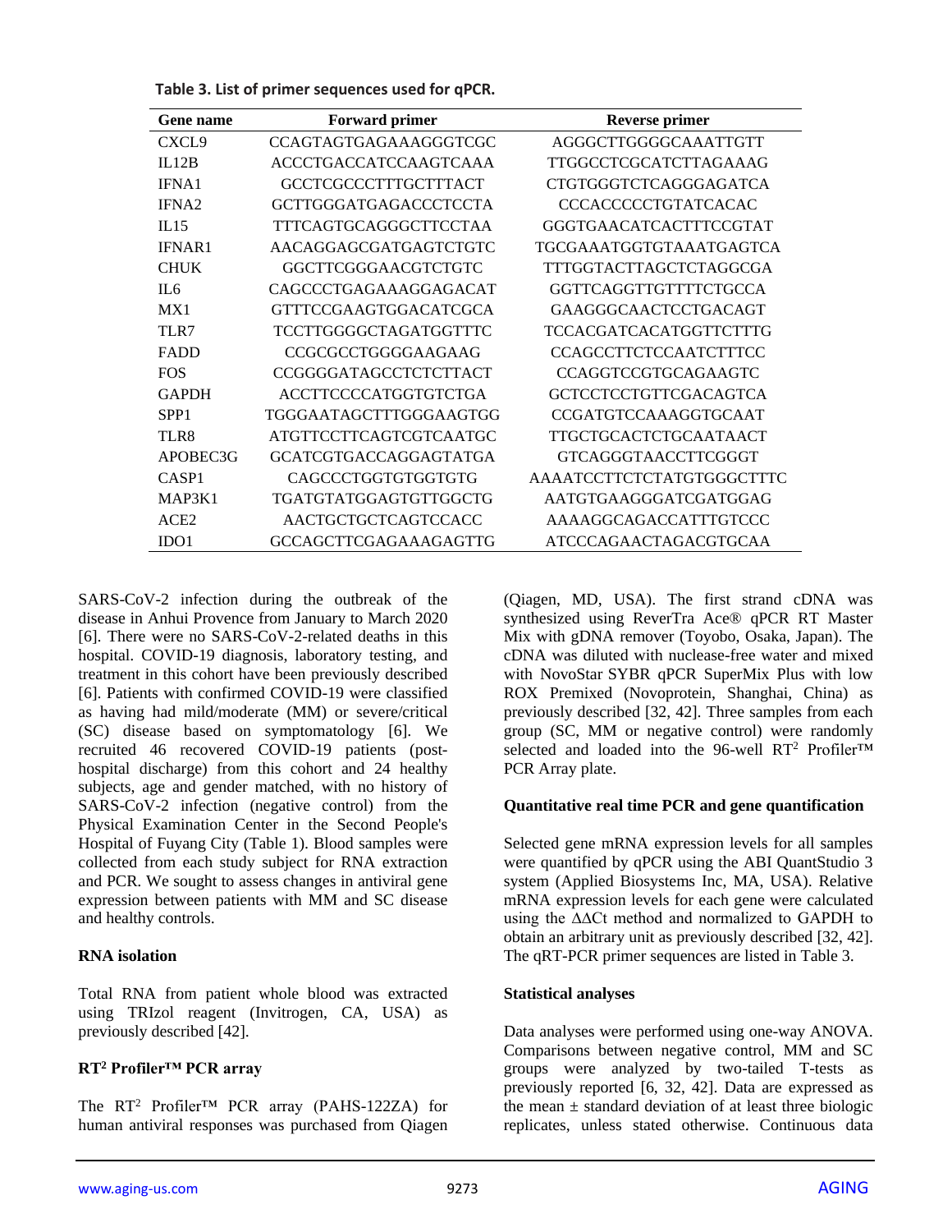**Table 3. List of primer sequences used for qPCR.**

| Gene name | Forward primer | Reverse primer |
|---|---|---|
| CXCL9 | CCAGTAGTGAGAAAGGGTCGC | AGGGCTTGGGGCAAATTGTT |
| IL12B | ACCCTGACCATCCAAGTCAAA | TTGGCCTCGCATCTTAGAAAG |
| IFNA1 | GCCTCGCCCTTTGCTTTACT | CTGTGGGTCTCAGGGAGATCA |
| IFNA2 | GCTTGGGATGAGACCCTCCTA | CCCACCCCCTGTATCACAC |
| IL15 | TTTCAGTGCAGGGCTTCCTAA | GGGTGAACATCACTTTCCGTAT |
| IFNAR1 | AACAGGAGCGATGAGTCTGTC | TGCGAAATGGTGTAAATGAGTCA |
| CHUK | GGCTTCGGGAACGTCTGTC | TTTGGTACTTAGCTCTAGGCGA |
| IL6 | CAGCCCTGAGAAAGGAGACAT | GGTTCAGGTTGTTTTCTGCCA |
| MX1 | GTTTCCGAAGTGGACATCGCA | GAAGGGCAACTCCTGACAGT |
| TLR7 | TCCTTGGGGCTAGATGGTTTC | TCCACGATCACATGGTTCTTTG |
| FADD | CCGCGCCTGGGGAAGAAG | CCAGCCTTCTCCAATCTTTCC |
| FOS | CCGGGGATAGCCTCTCTTACT | CCAGGTCCGTGCAGAAGTC |
| GAPDH | ACCTTCCCCATGGTGTCTGA | GCTCCTCCTGTTCGACAGTCA |
| SPP1 | TGGGAATAGCTTTGGGAAGTGG | CCGATGTCCAAAGGTGCAAT |
| TLR8 | ATGTTCCTTCAGTCGTCAATGC | TTGCTGCACTCTGCAATAACT |
| APOBEC3G | GCATCGTGACCAGGAGTATGA | GTCAGGGTAACCTTCGGGT |
| CASP1 | CAGCCCTGGTGTGGTGTG | AAAATCCTTCTCTATGTGGGCTTTC |
| MAP3K1 | TGATGTATGGAGTGTTGGCTG | AATGTGAAGGGATCGATGGAG |
| ACE2 | AACTGCTGCTCAGTCCACC | AAAAGGCAGACCATTTGTCCC |
| IDO1 | GCCAGCTTCGAGAAAGAGTTG | ATCCCAGAACTAGACGTGCAA |

SARS-CoV-2 infection during the outbreak of the disease in Anhui Provence from January to March 2020 [6]. There were no SARS-CoV-2-related deaths in this hospital. COVID-19 diagnosis, laboratory testing, and treatment in this cohort have been previously described [6]. Patients with confirmed COVID-19 were classified as having had mild/moderate (MM) or severe/critical (SC) disease based on symptomatology [6]. We recruited 46 recovered COVID-19 patients (post-hospital discharge) from this cohort and 24 healthy subjects, age and gender matched, with no history of SARS-CoV-2 infection (negative control) from the Physical Examination Center in the Second People's Hospital of Fuyang City (Table 1). Blood samples were collected from each study subject for RNA extraction and PCR. We sought to assess changes in antiviral gene expression between patients with MM and SC disease and healthy controls.

### RNA isolation

Total RNA from patient whole blood was extracted using TRIzol reagent (Invitrogen, CA, USA) as previously described [42].

### RT² Profiler™ PCR array

The RT² Profiler™ PCR array (PAHS-122ZA) for human antiviral responses was purchased from Qiagen (Qiagen, MD, USA). The first strand cDNA was synthesized using ReverTra Ace® qPCR RT Master Mix with gDNA remover (Toyobo, Osaka, Japan). The cDNA was diluted with nuclease-free water and mixed with NovoStar SYBR qPCR SuperMix Plus with low ROX Premixed (Novoprotein, Shanghai, China) as previously described [32, 42]. Three samples from each group (SC, MM or negative control) were randomly selected and loaded into the 96-well RT² Profiler™ PCR Array plate.

### Quantitative real time PCR and gene quantification

Selected gene mRNA expression levels for all samples were quantified by qPCR using the ABI QuantStudio 3 system (Applied Biosystems Inc, MA, USA). Relative mRNA expression levels for each gene were calculated using the ΔΔCt method and normalized to GAPDH to obtain an arbitrary unit as previously described [32, 42]. The qRT-PCR primer sequences are listed in Table 3.

### Statistical analyses

Data analyses were performed using one-way ANOVA. Comparisons between negative control, MM and SC groups were analyzed by two-tailed T-tests as previously reported [6, 32, 42]. Data are expressed as the mean ± standard deviation of at least three biologic replicates, unless stated otherwise. Continuous data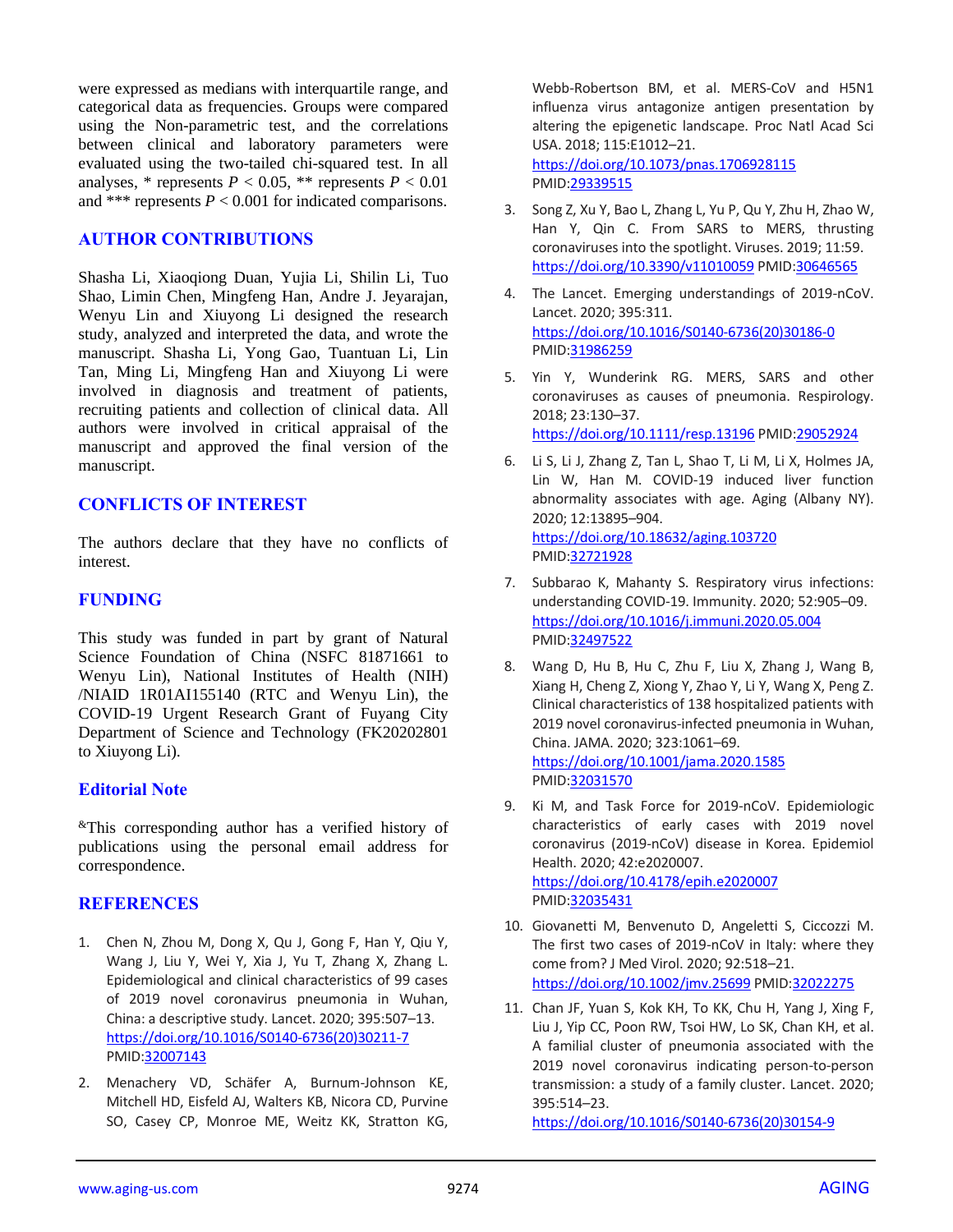were expressed as medians with interquartile range, and categorical data as frequencies. Groups were compared using the Non-parametric test, and the correlations between clinical and laboratory parameters were evaluated using the two-tailed chi-squared test. In all analyses, * represents $P < 0.05$, ** represents $P < 0.01$ and *** represents $P < 0.001$ for indicated comparisons.

## AUTHOR CONTRIBUTIONS

Shasha Li, Xiaoqiong Duan, Yujia Li, Shilin Li, Tuo Shao, Limin Chen, Mingfeng Han, Andre J. Jeyarajan, Wenyu Lin and Xiuyong Li designed the research study, analyzed and interpreted the data, and wrote the manuscript. Shasha Li, Yong Gao, Tuantuan Li, Lin Tan, Ming Li, Mingfeng Han and Xiuyong Li were involved in diagnosis and treatment of patients, recruiting patients and collection of clinical data. All authors were involved in critical appraisal of the manuscript and approved the final version of the manuscript.

## CONFLICTS OF INTEREST

The authors declare that they have no conflicts of interest.

## FUNDING

This study was funded in part by grant of Natural Science Foundation of China (NSFC 81871661 to Wenyu Lin), National Institutes of Health (NIH) /NIAID 1R01AI155140 (RTC and Wenyu Lin), the COVID-19 Urgent Research Grant of Fuyang City Department of Science and Technology (FK20202801 to Xiuyong Li).

## Editorial Note

[&]This corresponding author has a verified history of publications using the personal email address for correspondence.

## REFERENCES

1. Chen N, Zhou M, Dong X, Qu J, Gong F, Han Y, Qiu Y, Wang J, Liu Y, Wei Y, Xia J, Yu T, Zhang X, Zhang L. Epidemiological and clinical characteristics of 99 cases of 2019 novel coronavirus pneumonia in Wuhan, China: a descriptive study. Lancet. 2020; 395:507–13. https://doi.org/10.1016/S0140-6736(20)30211-7 PMID:32007143

2. Menachery VD, Schäfer A, Burnum-Johnson KE, Mitchell HD, Eisfeld AJ, Walters KB, Nicora CD, Purvine SO, Casey CP, Monroe ME, Weitz KK, Stratton KG, Webb-Robertson BM, et al. MERS-CoV and H5N1 influenza virus antagonize antigen presentation by altering the epigenetic landscape. Proc Natl Acad Sci USA. 2018; 115:E1012–21. https://doi.org/10.1073/pnas.1706928115 PMID:29339515

3. Song Z, Xu Y, Bao L, Zhang L, Yu P, Qu Y, Zhu H, Zhao W, Han Y, Qin C. From SARS to MERS, thrusting coronaviruses into the spotlight. Viruses. 2019; 11:59. https://doi.org/10.3390/v11010059 PMID:30646565

4. The Lancet. Emerging understandings of 2019-nCoV. Lancet. 2020; 395:311. https://doi.org/10.1016/S0140-6736(20)30186-0 PMID:31986259

5. Yin Y, Wunderink RG. MERS, SARS and other coronaviruses as causes of pneumonia. Respirology. 2018; 23:130–37. https://doi.org/10.1111/resp.13196 PMID:29052924

6. Li S, Li J, Zhang Z, Tan L, Shao T, Li M, Li X, Holmes JA, Lin W, Han M. COVID-19 induced liver function abnormality associates with age. Aging (Albany NY). 2020; 12:13895–904. https://doi.org/10.18632/aging.103720 PMID:32721928

7. Subbarao K, Mahanty S. Respiratory virus infections: understanding COVID-19. Immunity. 2020; 52:905–09. https://doi.org/10.1016/j.immuni.2020.05.004 PMID:32497522

8. Wang D, Hu B, Hu C, Zhu F, Liu X, Zhang J, Wang B, Xiang H, Cheng Z, Xiong Y, Zhao Y, Li Y, Wang X, Peng Z. Clinical characteristics of 138 hospitalized patients with 2019 novel coronavirus-infected pneumonia in Wuhan, China. JAMA. 2020; 323:1061–69. https://doi.org/10.1001/jama.2020.1585 PMID:32031570

9. Ki M, and Task Force for 2019-nCoV. Epidemiologic characteristics of early cases with 2019 novel coronavirus (2019-nCoV) disease in Korea. Epidemiol Health. 2020; 42:e2020007. https://doi.org/10.4178/epih.e2020007 PMID:32035431

10. Giovanetti M, Benvenuto D, Angeletti S, Ciccozzi M. The first two cases of 2019-nCoV in Italy: where they come from? J Med Virol. 2020; 92:518–21. https://doi.org/10.1002/jmv.25699 PMID:32022275

11. Chan JF, Yuan S, Kok KH, To KK, Chu H, Yang J, Xing F, Liu J, Yip CC, Poon RW, Tsoi HW, Lo SK, Chan KH, et al. A familial cluster of pneumonia associated with the 2019 novel coronavirus indicating person-to-person transmission: a study of a family cluster. Lancet. 2020; 395:514–23. https://doi.org/10.1016/S0140-6736(20)30154-9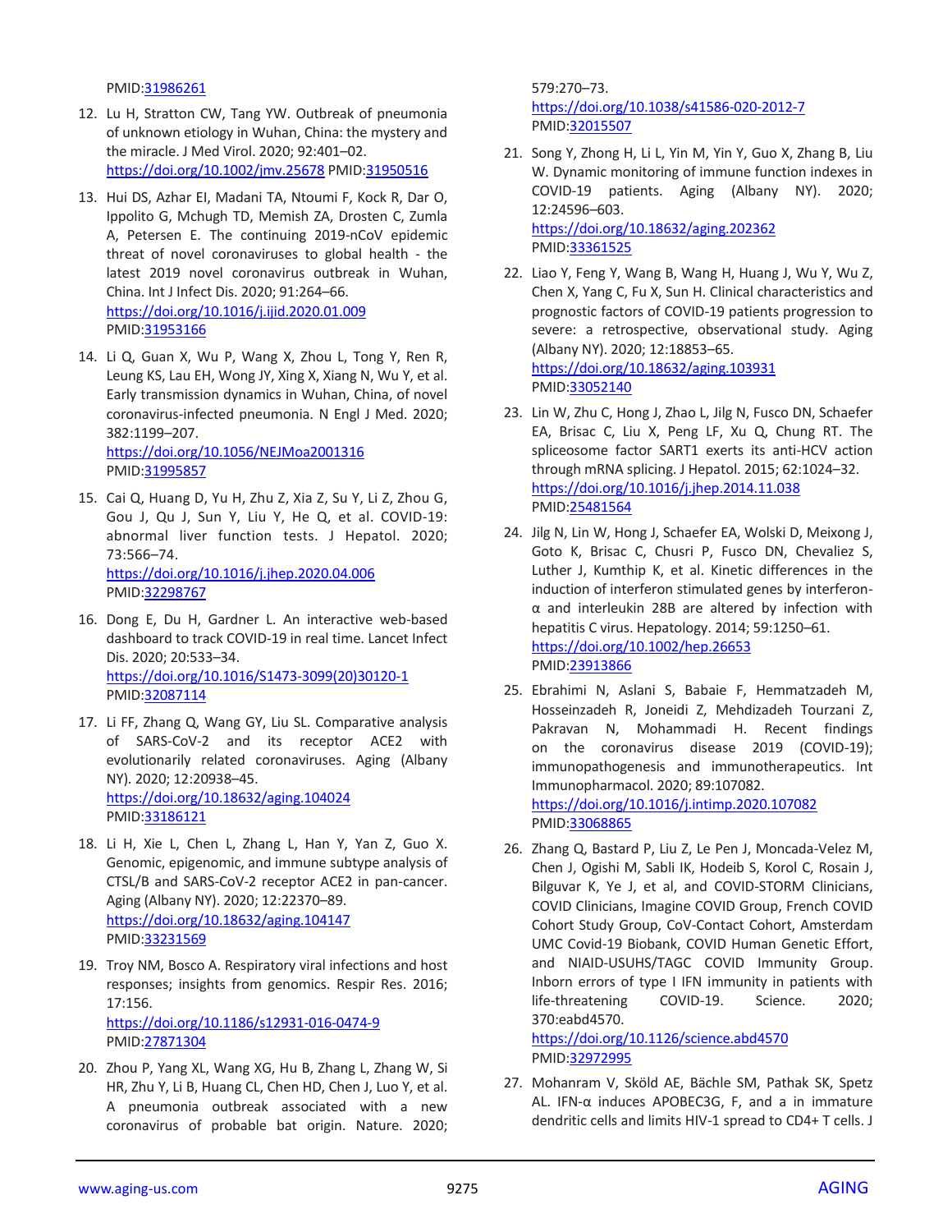PMID:31986261

12. Lu H, Stratton CW, Tang YW. Outbreak of pneumonia of unknown etiology in Wuhan, China: the mystery and the miracle. J Med Virol. 2020; 92:401–02. https://doi.org/10.1002/jmv.25678 PMID:31950516

13. Hui DS, Azhar EI, Madani TA, Ntoumi F, Kock R, Dar O, Ippolito G, Mchugh TD, Memish ZA, Drosten C, Zumla A, Petersen E. The continuing 2019-nCoV epidemic threat of novel coronaviruses to global health - the latest 2019 novel coronavirus outbreak in Wuhan, China. Int J Infect Dis. 2020; 91:264–66. https://doi.org/10.1016/j.ijid.2020.01.009 PMID:31953166

14. Li Q, Guan X, Wu P, Wang X, Zhou L, Tong Y, Ren R, Leung KS, Lau EH, Wong JY, Xing X, Xiang N, Wu Y, et al. Early transmission dynamics in Wuhan, China, of novel coronavirus-infected pneumonia. N Engl J Med. 2020; 382:1199–207. https://doi.org/10.1056/NEJMoa2001316 PMID:31995857

15. Cai Q, Huang D, Yu H, Zhu Z, Xia Z, Su Y, Li Z, Zhou G, Gou J, Qu J, Sun Y, Liu Y, He Q, et al. COVID-19: abnormal liver function tests. J Hepatol. 2020; 73:566–74. https://doi.org/10.1016/j.jhep.2020.04.006 PMID:32298767

16. Dong E, Du H, Gardner L. An interactive web-based dashboard to track COVID-19 in real time. Lancet Infect Dis. 2020; 20:533–34. https://doi.org/10.1016/S1473-3099(20)30120-1 PMID:32087114

17. Li FF, Zhang Q, Wang GY, Liu SL. Comparative analysis of SARS-CoV-2 and its receptor ACE2 with evolutionarily related coronaviruses. Aging (Albany NY). 2020; 12:20938–45. https://doi.org/10.18632/aging.104024 PMID:33186121

18. Li H, Xie L, Chen L, Zhang L, Han Y, Yan Z, Guo X. Genomic, epigenomic, and immune subtype analysis of CTSL/B and SARS-CoV-2 receptor ACE2 in pan-cancer. Aging (Albany NY). 2020; 12:22370–89. https://doi.org/10.18632/aging.104147 PMID:33231569

19. Troy NM, Bosco A. Respiratory viral infections and host responses; insights from genomics. Respir Res. 2016; 17:156. https://doi.org/10.1186/s12931-016-0474-9 PMID:27871304

20. Zhou P, Yang XL, Wang XG, Hu B, Zhang L, Zhang W, Si HR, Zhu Y, Li B, Huang CL, Chen HD, Chen J, Luo Y, et al. A pneumonia outbreak associated with a new coronavirus of probable bat origin. Nature. 2020; 579:270–73. https://doi.org/10.1038/s41586-020-2012-7 PMID:32015507

21. Song Y, Zhong H, Li L, Yin M, Yin Y, Guo X, Zhang B, Liu W. Dynamic monitoring of immune function indexes in COVID-19 patients. Aging (Albany NY). 2020; 12:24596–603. https://doi.org/10.18632/aging.202362 PMID:33361525

22. Liao Y, Feng Y, Wang B, Wang H, Huang J, Wu Y, Wu Z, Chen X, Yang C, Fu X, Sun H. Clinical characteristics and prognostic factors of COVID-19 patients progression to severe: a retrospective, observational study. Aging (Albany NY). 2020; 12:18853–65. https://doi.org/10.18632/aging.103931 PMID:33052140

23. Lin W, Zhu C, Hong J, Zhao L, Jilg N, Fusco DN, Schaefer EA, Brisac C, Liu X, Peng LF, Xu Q, Chung RT. The spliceosome factor SART1 exerts its anti-HCV action through mRNA splicing. J Hepatol. 2015; 62:1024–32. https://doi.org/10.1016/j.jhep.2014.11.038 PMID:25481564

24. Jilg N, Lin W, Hong J, Schaefer EA, Wolski D, Meixong J, Goto K, Brisac C, Chusri P, Fusco DN, Chevaliez S, Luther J, Kumthip K, et al. Kinetic differences in the induction of interferon stimulated genes by interferon-α and interleukin 28B are altered by infection with hepatitis C virus. Hepatology. 2014; 59:1250–61. https://doi.org/10.1002/hep.26653 PMID:23913866

25. Ebrahimi N, Aslani S, Babaie F, Hemmatzadeh M, Hosseinzadeh R, Joneidi Z, Mehdizadeh Tourzani Z, Pakravan N, Mohammadi H. Recent findings on the coronavirus disease 2019 (COVID-19); immunopathogenesis and immunotherapeutics. Int Immunopharmacol. 2020; 89:107082. https://doi.org/10.1016/j.intimp.2020.107082 PMID:33068865

26. Zhang Q, Bastard P, Liu Z, Le Pen J, Moncada-Velez M, Chen J, Ogishi M, Sabli IK, Hodeib S, Korol C, Rosain J, Bilguvar K, Ye J, et al, and COVID-STORM Clinicians, COVID Clinicians, Imagine COVID Group, French COVID Cohort Study Group, CoV-Contact Cohort, Amsterdam UMC Covid-19 Biobank, COVID Human Genetic Effort, and NIAID-USUHS/TAGC COVID Immunity Group. Inborn errors of type I IFN immunity in patients with life-threatening COVID-19. Science. 2020; 370:eabd4570. https://doi.org/10.1126/science.abd4570 PMID:32972995

27. Mohanram V, Sköld AE, Bächle SM, Pathak SK, Spetz AL. IFN-α induces APOBEC3G, F, and a in immature dendritic cells and limits HIV-1 spread to CD4+ T cells. J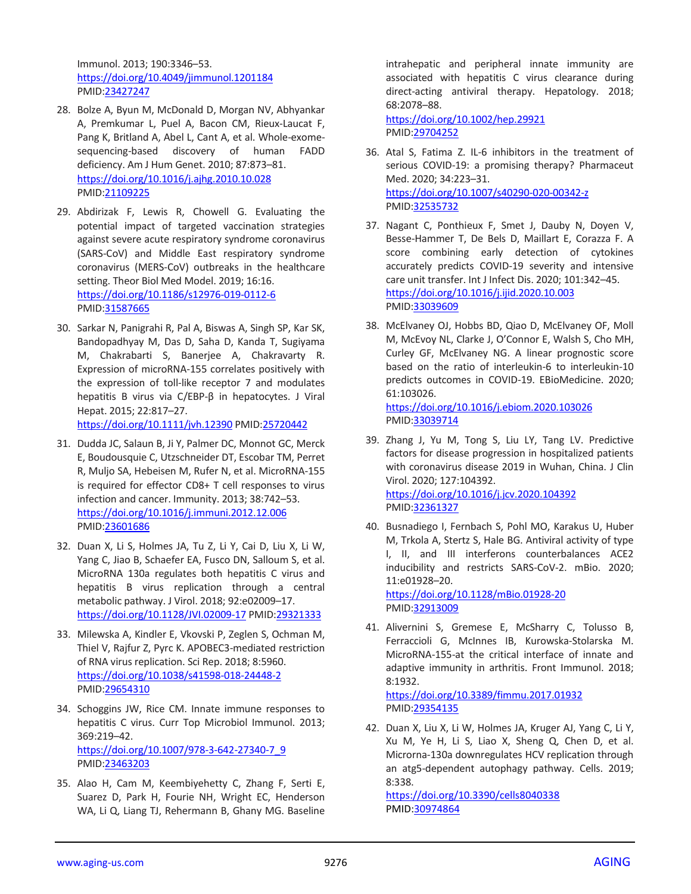Immunol. 2013; 190:3346–53.
https://doi.org/10.4049/jimmunol.1201184
PMID:23427247

28. Bolze A, Byun M, McDonald D, Morgan NV, Abhyankar A, Premkumar L, Puel A, Bacon CM, Rieux-Laucat F, Pang K, Britland A, Abel L, Cant A, et al. Whole-exome-sequencing-based discovery of human FADD deficiency. Am J Hum Genet. 2010; 87:873–81.
https://doi.org/10.1016/j.ajhg.2010.10.028
PMID:21109225

29. Abdirizak F, Lewis R, Chowell G. Evaluating the potential impact of targeted vaccination strategies against severe acute respiratory syndrome coronavirus (SARS-CoV) and Middle East respiratory syndrome coronavirus (MERS-CoV) outbreaks in the healthcare setting. Theor Biol Med Model. 2019; 16:16.
https://doi.org/10.1186/s12976-019-0112-6
PMID:31587665

30. Sarkar N, Panigrahi R, Pal A, Biswas A, Singh SP, Kar SK, Bandopadhyay M, Das D, Saha D, Kanda T, Sugiyama M, Chakrabarti S, Banerjee A, Chakravarty R. Expression of microRNA-155 correlates positively with the expression of toll-like receptor 7 and modulates hepatitis B virus via C/EBP-β in hepatocytes. J Viral Hepat. 2015; 22:817–27.
https://doi.org/10.1111/jvh.12390 PMID:25720442

31. Dudda JC, Salaun B, Ji Y, Palmer DC, Monnot GC, Merck E, Boudousquie C, Utzschneider DT, Escobar TM, Perret R, Muljo SA, Hebeisen M, Rufer N, et al. MicroRNA-155 is required for effector CD8+ T cell responses to virus infection and cancer. Immunity. 2013; 38:742–53.
https://doi.org/10.1016/j.immuni.2012.12.006
PMID:23601686

32. Duan X, Li S, Holmes JA, Tu Z, Li Y, Cai D, Liu X, Li W, Yang C, Jiao B, Schaefer EA, Fusco DN, Salloum S, et al. MicroRNA 130a regulates both hepatitis C virus and hepatitis B virus replication through a central metabolic pathway. J Virol. 2018; 92:e02009–17.
https://doi.org/10.1128/JVI.02009-17 PMID:29321333

33. Milewska A, Kindler E, Vkovski P, Zeglen S, Ochman M, Thiel V, Rajfur Z, Pyrc K. APOBEC3-mediated restriction of RNA virus replication. Sci Rep. 2018; 8:5960.
https://doi.org/10.1038/s41598-018-24448-2
PMID:29654310

34. Schoggins JW, Rice CM. Innate immune responses to hepatitis C virus. Curr Top Microbiol Immunol. 2013; 369:219–42.
https://doi.org/10.1007/978-3-642-27340-7_9
PMID:23463203

35. Alao H, Cam M, Keembiyehetty C, Zhang F, Serti E, Suarez D, Park H, Fourie NH, Wright EC, Henderson WA, Li Q, Liang TJ, Rehermann B, Ghany MG. Baseline intrahepatic and peripheral innate immunity are associated with hepatitis C virus clearance during direct-acting antiviral therapy. Hepatology. 2018; 68:2078–88.
https://doi.org/10.1002/hep.29921
PMID:29704252

36. Atal S, Fatima Z. IL-6 inhibitors in the treatment of serious COVID-19: a promising therapy? Pharmaceut Med. 2020; 34:223–31.
https://doi.org/10.1007/s40290-020-00342-z
PMID:32535732

37. Nagant C, Ponthieux F, Smet J, Dauby N, Doyen V, Besse-Hammer T, De Bels D, Maillart E, Corazza F. A score combining early detection of cytokines accurately predicts COVID-19 severity and intensive care unit transfer. Int J Infect Dis. 2020; 101:342–45.
https://doi.org/10.1016/j.ijid.2020.10.003
PMID:33039609

38. McElvaney OJ, Hobbs BD, Qiao D, McElvaney OF, Moll M, McEvoy NL, Clarke J, O'Connor E, Walsh S, Cho MH, Curley GF, McElvaney NG. A linear prognostic score based on the ratio of interleukin-6 to interleukin-10 predicts outcomes in COVID-19. EBioMedicine. 2020; 61:103026.
https://doi.org/10.1016/j.ebiom.2020.103026
PMID:33039714

39. Zhang J, Yu M, Tong S, Liu LY, Tang LV. Predictive factors for disease progression in hospitalized patients with coronavirus disease 2019 in Wuhan, China. J Clin Virol. 2020; 127:104392.
https://doi.org/10.1016/j.jcv.2020.104392
PMID:32361327

40. Busnadiego I, Fernbach S, Pohl MO, Karakus U, Huber M, Trkola A, Stertz S, Hale BG. Antiviral activity of type I, II, and III interferons counterbalances ACE2 inducibility and restricts SARS-CoV-2. mBio. 2020; 11:e01928–20.
https://doi.org/10.1128/mBio.01928-20
PMID:32913009

41. Alivernini S, Gremese E, McSharry C, Tolusso B, Ferraccioli G, McInnes IB, Kurowska-Stolarska M. MicroRNA-155-at the critical interface of innate and adaptive immunity in arthritis. Front Immunol. 2018; 8:1932.
https://doi.org/10.3389/fimmu.2017.01932
PMID:29354135

42. Duan X, Liu X, Li W, Holmes JA, Kruger AJ, Yang C, Li Y, Xu M, Ye H, Li S, Liao X, Sheng Q, Chen D, et al. Microrna-130a downregulates HCV replication through an atg5-dependent autophagy pathway. Cells. 2019; 8:338.
https://doi.org/10.3390/cells8040338
PMID:30974864